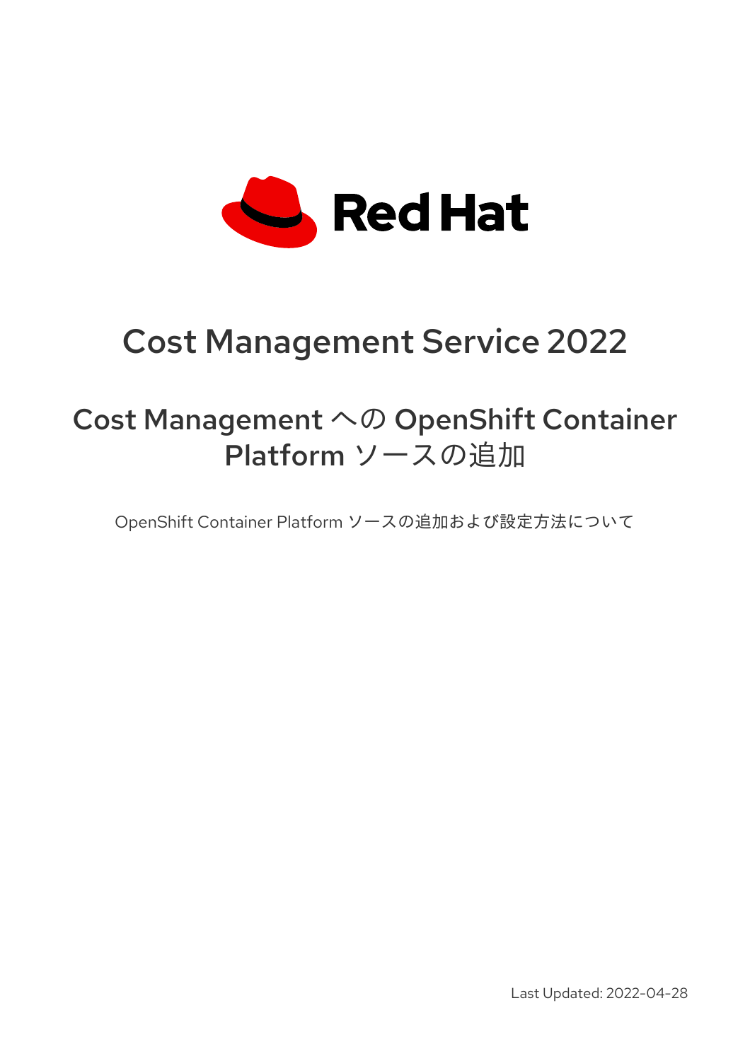# Cost Management Service 2022

## Cost Management への OpenShift Container Platform ソースの追加

OpenShift Container Platform ソースの追加および設定方法について

Last Updated: 2022-04-28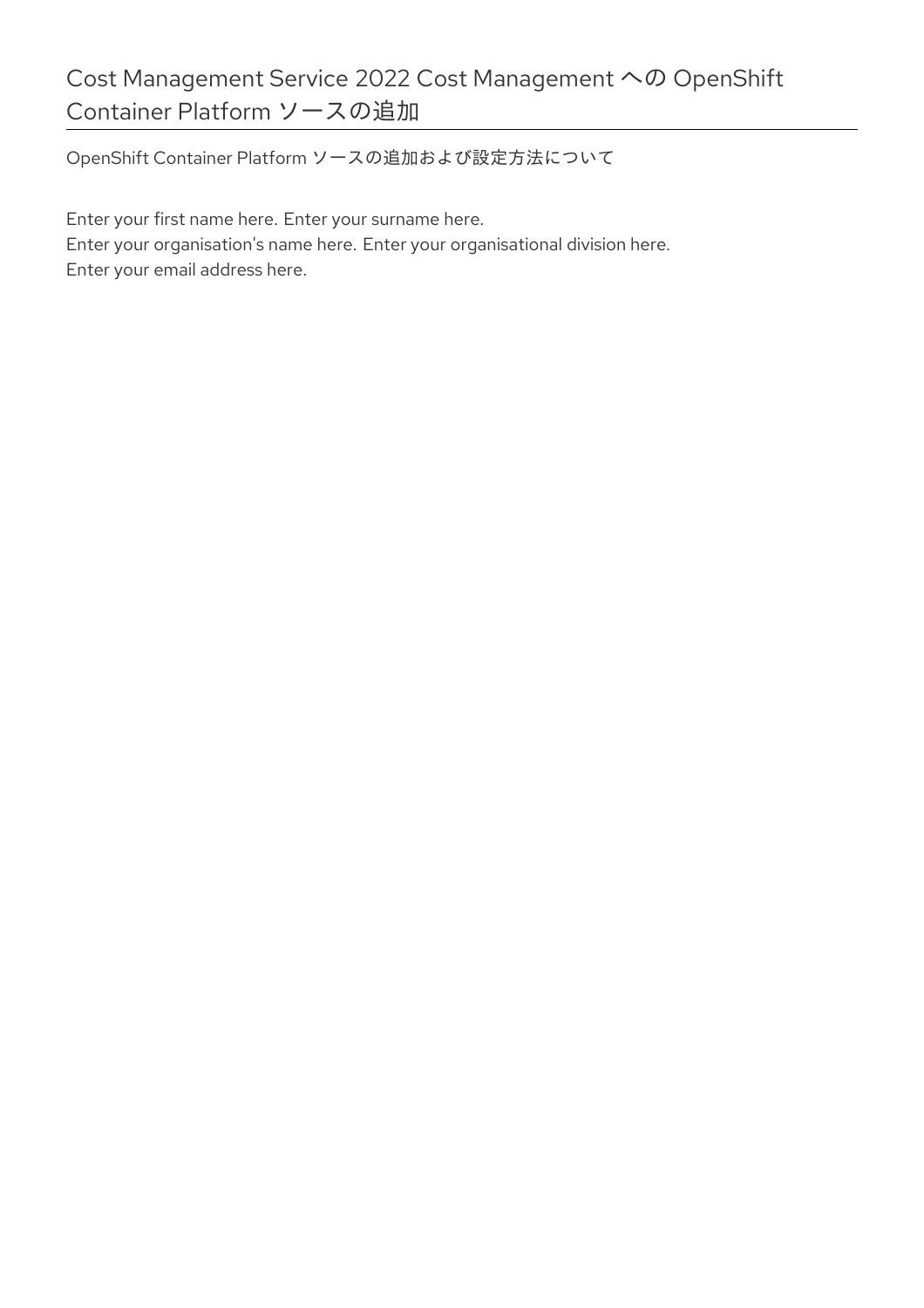# Cost Management Service 2022 Cost Management への OpenShift Container Platform ソースの追加

OpenShift Container Platform ソースの追加および設定方法について

Enter your first name here. Enter your surname here.
Enter your organisation's name here. Enter your organisational division here.
Enter your email address here.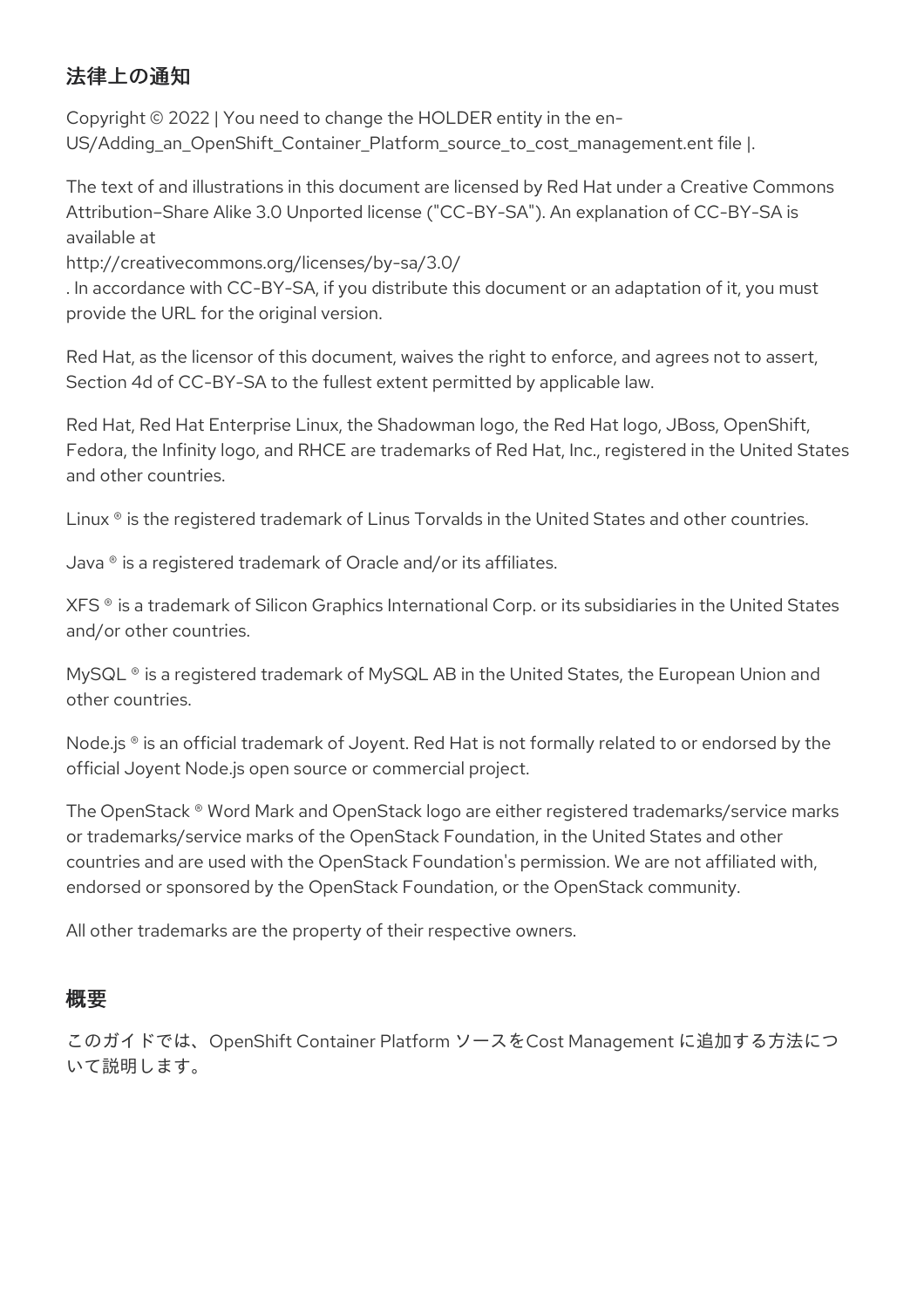## 法律上の通知

Copyright © 2022 | You need to change the HOLDER entity in the en-US/Adding_an_OpenShift_Container_Platform_source_to_cost_management.ent file |.

The text of and illustrations in this document are licensed by Red Hat under a Creative Commons Attribution–Share Alike 3.0 Unported license ("CC-BY-SA"). An explanation of CC-BY-SA is available at
http://creativecommons.org/licenses/by-sa/3.0/
. In accordance with CC-BY-SA, if you distribute this document or an adaptation of it, you must provide the URL for the original version.

Red Hat, as the licensor of this document, waives the right to enforce, and agrees not to assert, Section 4d of CC-BY-SA to the fullest extent permitted by applicable law.

Red Hat, Red Hat Enterprise Linux, the Shadowman logo, the Red Hat logo, JBoss, OpenShift, Fedora, the Infinity logo, and RHCE are trademarks of Red Hat, Inc., registered in the United States and other countries.

Linux ® is the registered trademark of Linus Torvalds in the United States and other countries.

Java ® is a registered trademark of Oracle and/or its affiliates.

XFS ® is a trademark of Silicon Graphics International Corp. or its subsidiaries in the United States and/or other countries.

MySQL ® is a registered trademark of MySQL AB in the United States, the European Union and other countries.

Node.js ® is an official trademark of Joyent. Red Hat is not formally related to or endorsed by the official Joyent Node.js open source or commercial project.

The OpenStack ® Word Mark and OpenStack logo are either registered trademarks/service marks or trademarks/service marks of the OpenStack Foundation, in the United States and other countries and are used with the OpenStack Foundation's permission. We are not affiliated with, endorsed or sponsored by the OpenStack Foundation, or the OpenStack community.

All other trademarks are the property of their respective owners.

## 概要

このガイドでは、OpenShift Container Platform ソースをCost Management に追加する方法について説明します。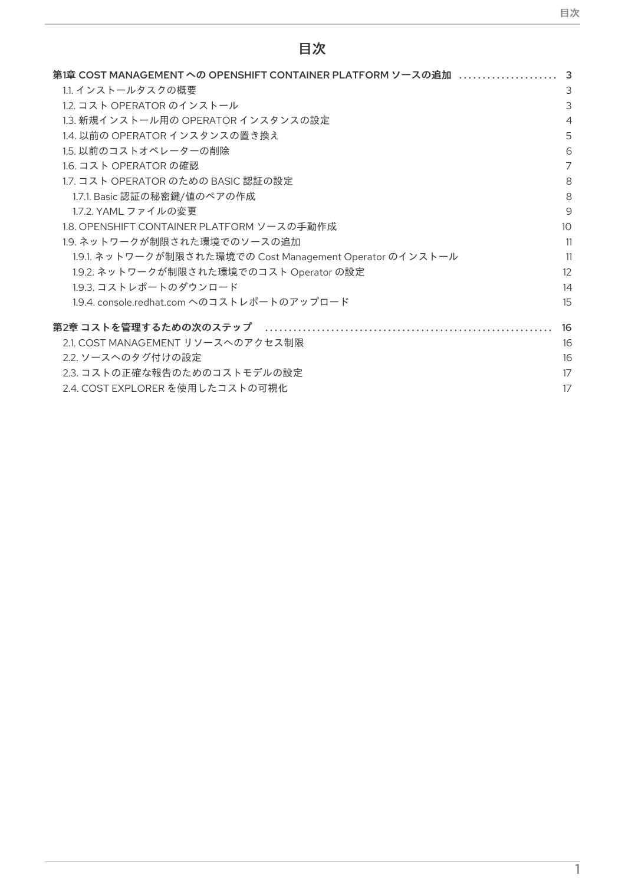# 目次

- **第1章 COST MANAGEMENT への OPENSHIFT CONTAINER PLATFORM ソースの追加 ..................... 3**
  - 1.1. インストールタスクの概要 3
  - 1.2. コスト OPERATOR のインストール 3
  - 1.3. 新規インストール用の OPERATOR インスタンスの設定 4
  - 1.4. 以前の OPERATOR インスタンスの置き換え 5
  - 1.5. 以前のコストオペレーターの削除 6
  - 1.6. コスト OPERATOR の確認 7
  - 1.7. コスト OPERATOR のための BASIC 認証の設定 8
    - 1.7.1. Basic 認証の秘密鍵/値のペアの作成 8
    - 1.7.2. YAML ファイルの変更 9
  - 1.8. OPENSHIFT CONTAINER PLATFORM ソースの手動作成 10
  - 1.9. ネットワークが制限された環境でのソースの追加 11
    - 1.9.1. ネットワークが制限された環境での Cost Management Operator のインストール 11
    - 1.9.2. ネットワークが制限された環境でのコスト Operator の設定 12
    - 1.9.3. コストレポートのダウンロード 14
    - 1.9.4. console.redhat.com へのコストレポートのアップロード 15
- **第2章 コストを管理するための次のステップ ............................................................. 16**
  - 2.1. COST MANAGEMENT リソースへのアクセス制限 16
  - 2.2. ソースへのタグ付けの設定 16
  - 2.3. コストの正確な報告のためのコストモデルの設定 17
  - 2.4. COST EXPLORER を使用したコストの可視化 17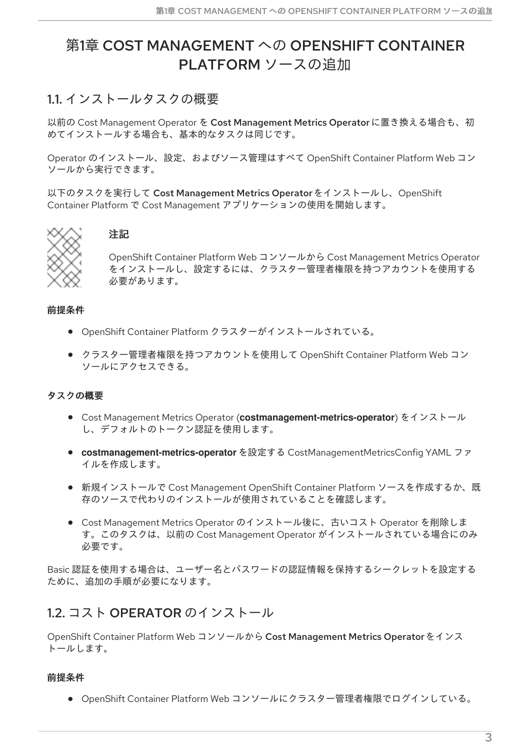# 第1章 COST MANAGEMENT への OPENSHIFT CONTAINER PLATFORM ソースの追加

## 1.1. インストールタスクの概要

以前の Cost Management Operator を **Cost Management Metrics Operator** に置き換える場合も、初めてインストールする場合も、基本的なタスクは同じです。

Operator のインストール、設定、およびソース管理はすべて OpenShift Container Platform Web コンソールから実行できます。

以下のタスクを実行して **Cost Management Metrics Operator** をインストールし、OpenShift Container Platform で Cost Management アプリケーションの使用を開始します。

> **注記**
>
> OpenShift Container Platform Web コンソールから Cost Management Metrics Operator をインストールし、設定するには、クラスター管理者権限を持つアカウントを使用する必要があります。

**前提条件**

- OpenShift Container Platform クラスターがインストールされている。
- クラスター管理者権限を持つアカウントを使用して OpenShift Container Platform Web コンソールにアクセスできる。

**タスクの概要**

- Cost Management Metrics Operator (**costmanagement-metrics-operator**) をインストールし、デフォルトのトークン認証を使用します。
- **costmanagement-metrics-operator** を設定する CostManagementMetricsConfig YAML ファイルを作成します。
- 新規インストールで Cost Management OpenShift Container Platform ソースを作成するか、既存のソースで代わりのインストールが使用されていることを確認します。
- Cost Management Metrics Operator のインストール後に、古いコスト Operator を削除します。このタスクは、以前の Cost Management Operator がインストールされている場合にのみ必要です。

Basic 認証を使用する場合は、ユーザー名とパスワードの認証情報を保持するシークレットを設定するために、追加の手順が必要になります。

## 1.2. コスト OPERATOR のインストール

OpenShift Container Platform Web コンソールから **Cost Management Metrics Operator** をインストールします。

**前提条件**

- OpenShift Container Platform Web コンソールにクラスター管理者権限でログインしている。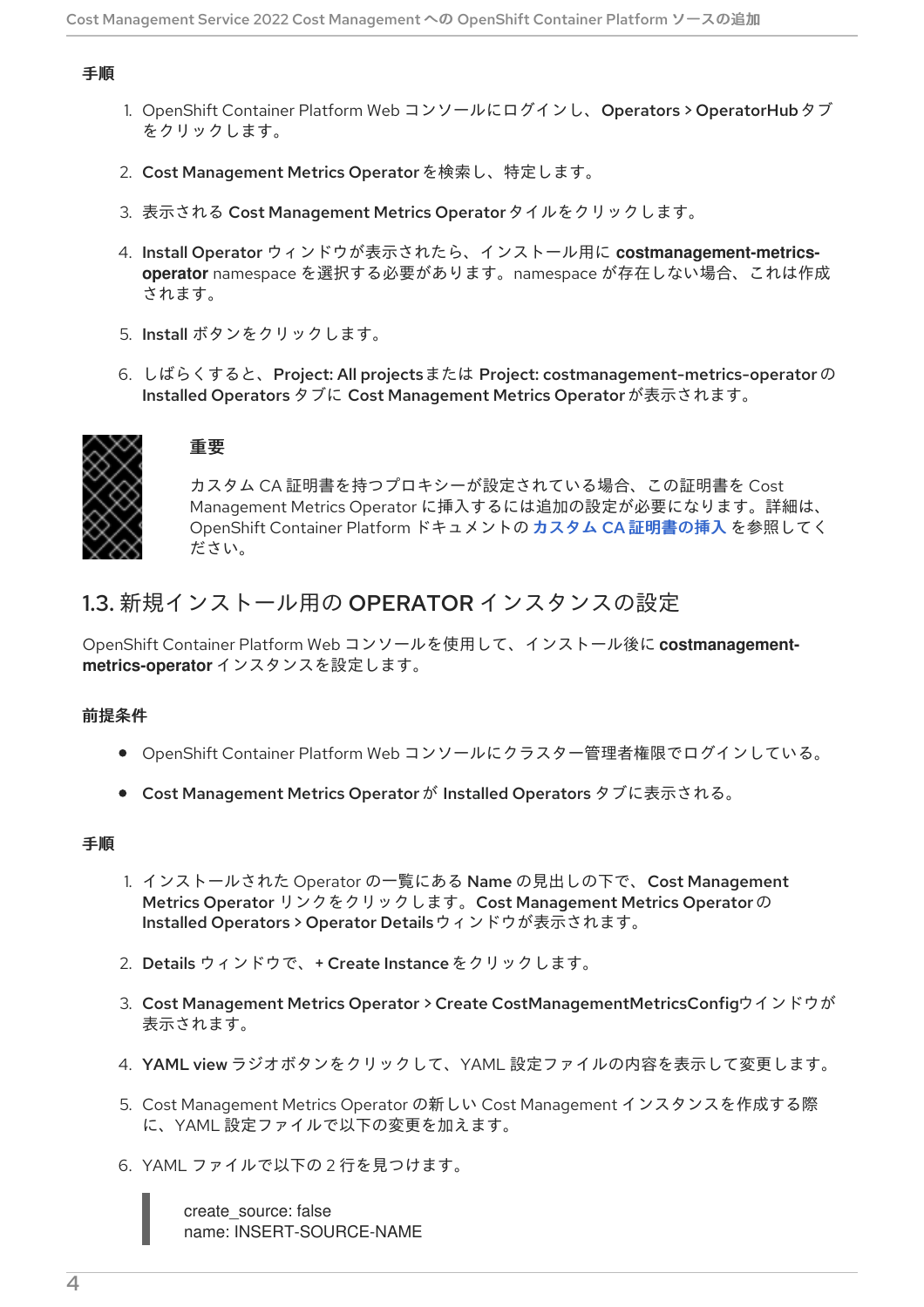#### 手順

1. OpenShift Container Platform Web コンソールにログインし、**Operators** > **OperatorHub** タブをクリックします。
2. **Cost Management Metrics Operator** を検索し、特定します。
3. 表示される **Cost Management Metrics Operator** タイルをクリックします。
4. **Install Operator** ウィンドウが表示されたら、インストール用に **costmanagement-metrics-operator** namespace を選択する必要があります。namespace が存在しない場合、これは作成されます。
5. **Install** ボタンをクリックします。
6. しばらくすると、**Project: All projects** または **Project: costmanagement-metrics-operator** の **Installed Operators** タブに **Cost Management Metrics Operator** が表示されます。

> **重要**
>
> カスタム CA 証明書を持つプロキシーが設定されている場合、この証明書を Cost Management Metrics Operator に挿入するには追加の設定が必要になります。詳細は、OpenShift Container Platform ドキュメントの **カスタム CA 証明書の挿入** を参照してください。

## 1.3. 新規インストール用の OPERATOR インスタンスの設定

OpenShift Container Platform Web コンソールを使用して、インストール後に **costmanagement-metrics-operator** インスタンスを設定します。

#### 前提条件

- OpenShift Container Platform Web コンソールにクラスター管理者権限でログインしている。
- **Cost Management Metrics Operator** が **Installed Operators** タブに表示される。

#### 手順

1. インストールされた Operator の一覧にある **Name** の見出しの下で、**Cost Management Metrics Operator** リンクをクリックします。**Cost Management Metrics Operator** の **Installed Operators** > **Operator Details** ウィンドウが表示されます。
2. **Details** ウィンドウで、**+ Create Instance** をクリックします。
3. **Cost Management Metrics Operator** > **Create CostManagementMetricsConfig** ウインドウが表示されます。
4. **YAML view** ラジオボタンをクリックして、YAML 設定ファイルの内容を表示して変更します。
5. Cost Management Metrics Operator の新しい Cost Management インスタンスを作成する際に、YAML 設定ファイルで以下の変更を加えます。
6. YAML ファイルで以下の 2 行を見つけます。

```
create_source: false
name: INSERT-SOURCE-NAME
```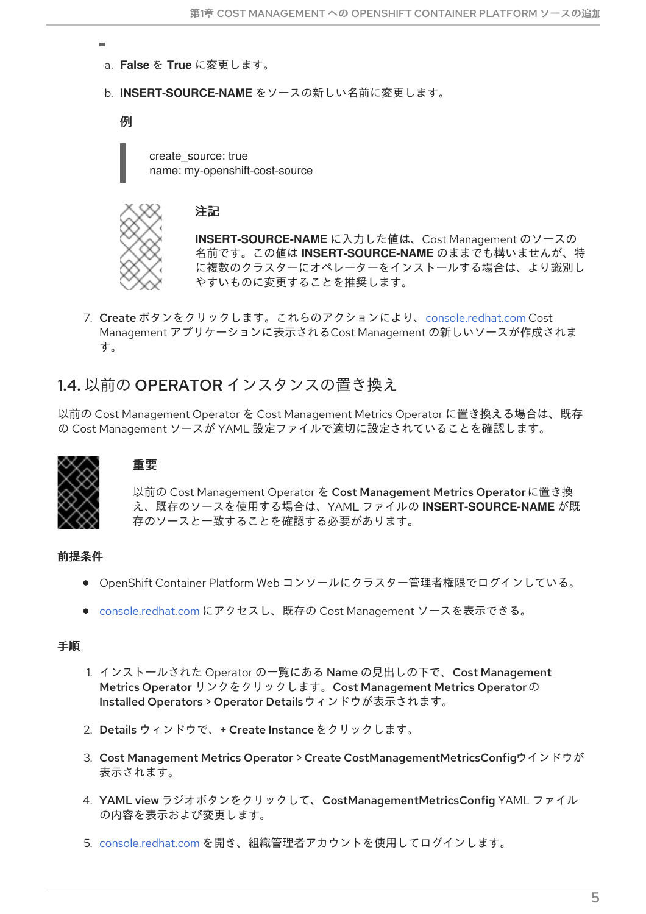- 

   a. **False** を **True** に変更します。

   b. **INSERT-SOURCE-NAME** をソースの新しい名前に変更します。

   **例**

   ```
   create_source: true
   name: my-openshift-cost-source
   ```

   > **注記**
   >
   > **INSERT-SOURCE-NAME** に入力した値は、Cost Management のソースの名前です。この値は **INSERT-SOURCE-NAME** のままでも構いませんが、特に複数のクラスターにオペレーターをインストールする場合は、より識別しやすいものに変更することを推奨します。

7. **Create** ボタンをクリックします。これらのアクションにより、console.redhat.com Cost Management アプリケーションに表示されるCost Management の新しいソースが作成されます。

## 1.4. 以前の OPERATOR インスタンスの置き換え

以前の Cost Management Operator を Cost Management Metrics Operator に置き換える場合は、既存の Cost Management ソースが YAML 設定ファイルで適切に設定されていることを確認します。

> **重要**
>
> 以前の Cost Management Operator を **Cost Management Metrics Operator** に置き換え、既存のソースを使用する場合は、YAML ファイルの **INSERT-SOURCE-NAME** が既存のソースと一致することを確認する必要があります。

### 前提条件

- OpenShift Container Platform Web コンソールにクラスター管理者権限でログインしている。
- console.redhat.com にアクセスし、既存の Cost Management ソースを表示できる。

### 手順

1. インストールされた Operator の一覧にある **Name** の見出しの下で、**Cost Management Metrics Operator** リンクをクリックします。**Cost Management Metrics Operator** の **Installed Operators > Operator Details** ウィンドウが表示されます。
2. **Details** ウィンドウで、**+ Create Instance** をクリックします。
3. **Cost Management Metrics Operator > Create CostManagementMetricsConfig**ウインドウが表示されます。
4. **YAML view** ラジオボタンをクリックして、**CostManagementMetricsConfig** YAML ファイルの内容を表示および変更します。
5. console.redhat.com を開き、組織管理者アカウントを使用してログインします。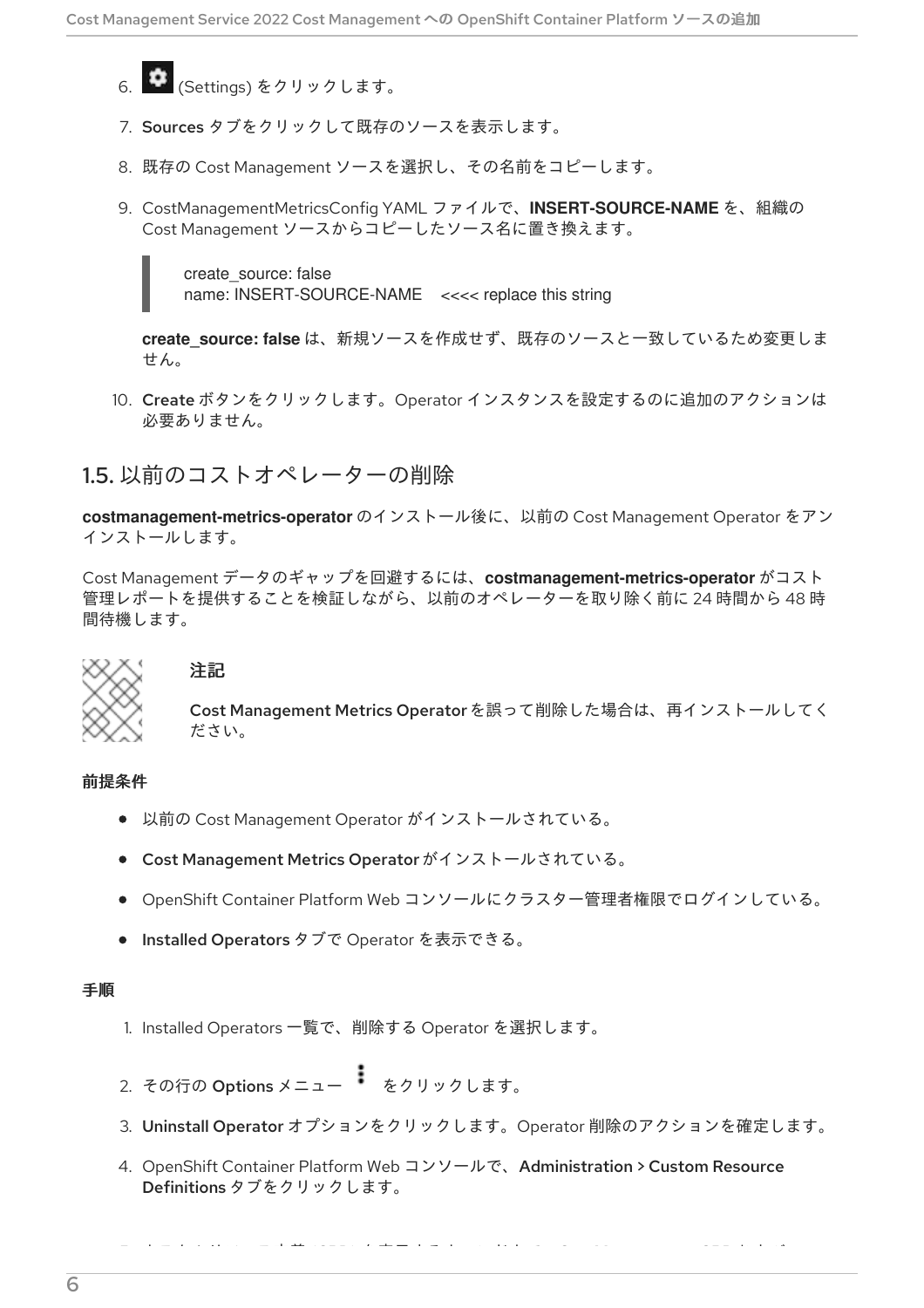6. (Settings) をクリックします。
7. **Sources** タブをクリックして既存のソースを表示します。
8. 既存の Cost Management ソースを選択し、その名前をコピーします。
9. CostManagementMetricsConfig YAML ファイルで、**INSERT-SOURCE-NAME** を、組織の Cost Management ソースからコピーしたソース名に置き換えます。

   ```
   create_source: false
   name: INSERT-SOURCE-NAME    <<<< replace this string
   ```

   **create_source: false** は、新規ソースを作成せず、既存のソースと一致しているため変更しません。

10. **Create** ボタンをクリックします。Operator インスタンスを設定するのに追加のアクションは必要ありません。

## 1.5. 以前のコストオペレーターの削除

**costmanagement-metrics-operator** のインストール後に、以前の Cost Management Operator をアンインストールします。

Cost Management データのギャップを回避するには、**costmanagement-metrics-operator** がコスト管理レポートを提供することを検証しながら、以前のオペレーターを取り除く前に 24 時間から 48 時間待機します。

> **注記**
>
> Cost Management Metrics Operator を誤って削除した場合は、再インストールしてください。

### 前提条件

- 以前の Cost Management Operator がインストールされている。
- **Cost Management Metrics Operator** がインストールされている。
- OpenShift Container Platform Web コンソールにクラスター管理者権限でログインしている。
- **Installed Operators** タブで Operator を表示できる。

### 手順

1. Installed Operators 一覧で、削除する Operator を選択します。
2. その行の **Options** メニュー をクリックします。
3. **Uninstall Operator** オプションをクリックします。Operator 削除のアクションを確定します。
4. OpenShift Container Platform Web コンソールで、**Administration > Custom Resource Definitions** タブをクリックします。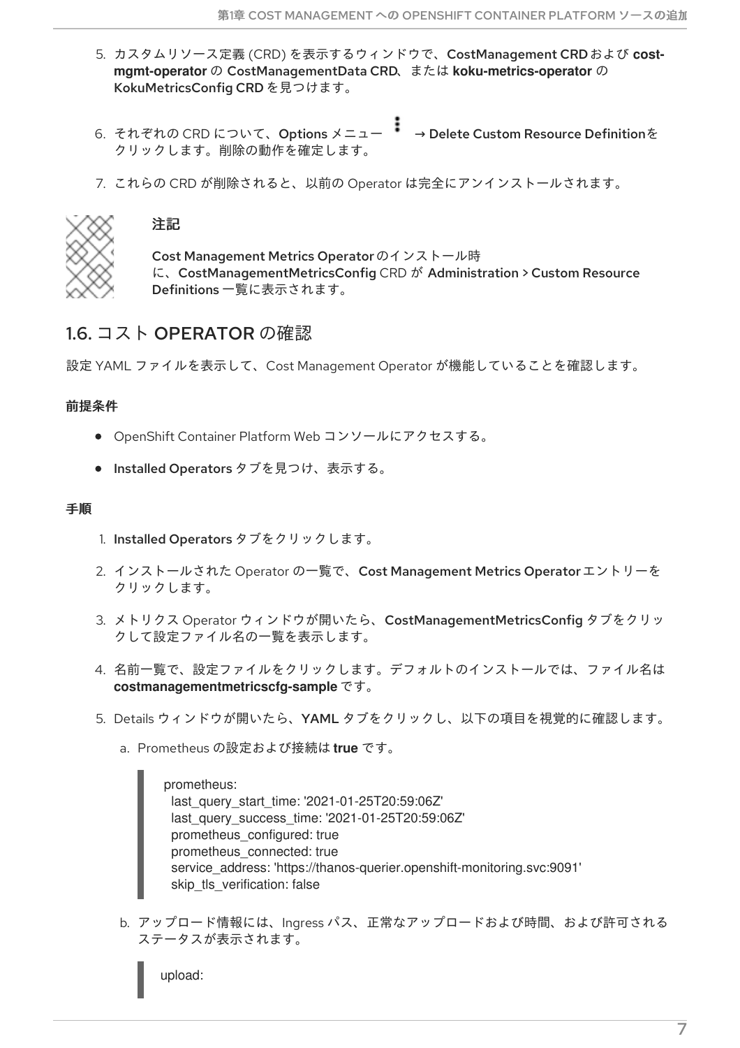5. カスタムリソース定義 (CRD) を表示するウィンドウで、**CostManagement CRD** および **cost-mgmt-operator** の **CostManagementData CRD**、または **koku-metrics-operator** の **KokuMetricsConfig CRD** を見つけます。

6. それぞれの CRD について、**Options** メニュー ⋮ → **Delete Custom Resource Definition**をクリックします。削除の動作を確定します。

7. これらの CRD が削除されると、以前の Operator は完全にアンインストールされます。

> **注記**
>
> **Cost Management Metrics Operator** のインストール時に、**CostManagementMetricsConfig** CRD が **Administration > Custom Resource Definitions** 一覧に表示されます。

## 1.6. コスト OPERATOR の確認

設定 YAML ファイルを表示して、Cost Management Operator が機能していることを確認します。

### 前提条件

- OpenShift Container Platform Web コンソールにアクセスする。
- **Installed Operators** タブを見つけ、表示する。

### 手順

1. **Installed Operators** タブをクリックします。
2. インストールされた Operator の一覧で、**Cost Management Metrics Operator** エントリーをクリックします。
3. メトリクス Operator ウィンドウが開いたら、**CostManagementMetricsConfig** タブをクリックして設定ファイル名の一覧を表示します。
4. 名前一覧で、設定ファイルをクリックします。デフォルトのインストールでは、ファイル名は **costmanagementmetricscfg-sample** です。
5. Details ウィンドウが開いたら、**YAML** タブをクリックし、以下の項目を視覚的に確認します。
   a. Prometheus の設定および接続は **true** です。

   ```
   prometheus:
     last_query_start_time: '2021-01-25T20:59:06Z'
     last_query_success_time: '2021-01-25T20:59:06Z'
     prometheus_configured: true
     prometheus_connected: true
     service_address: 'https://thanos-querier.openshift-monitoring.svc:9091'
     skip_tls_verification: false
   ```

   b. アップロード情報には、Ingress パス、正常なアップロードおよび時間、および許可されるステータスが表示されます。

   ```
   upload:
   ```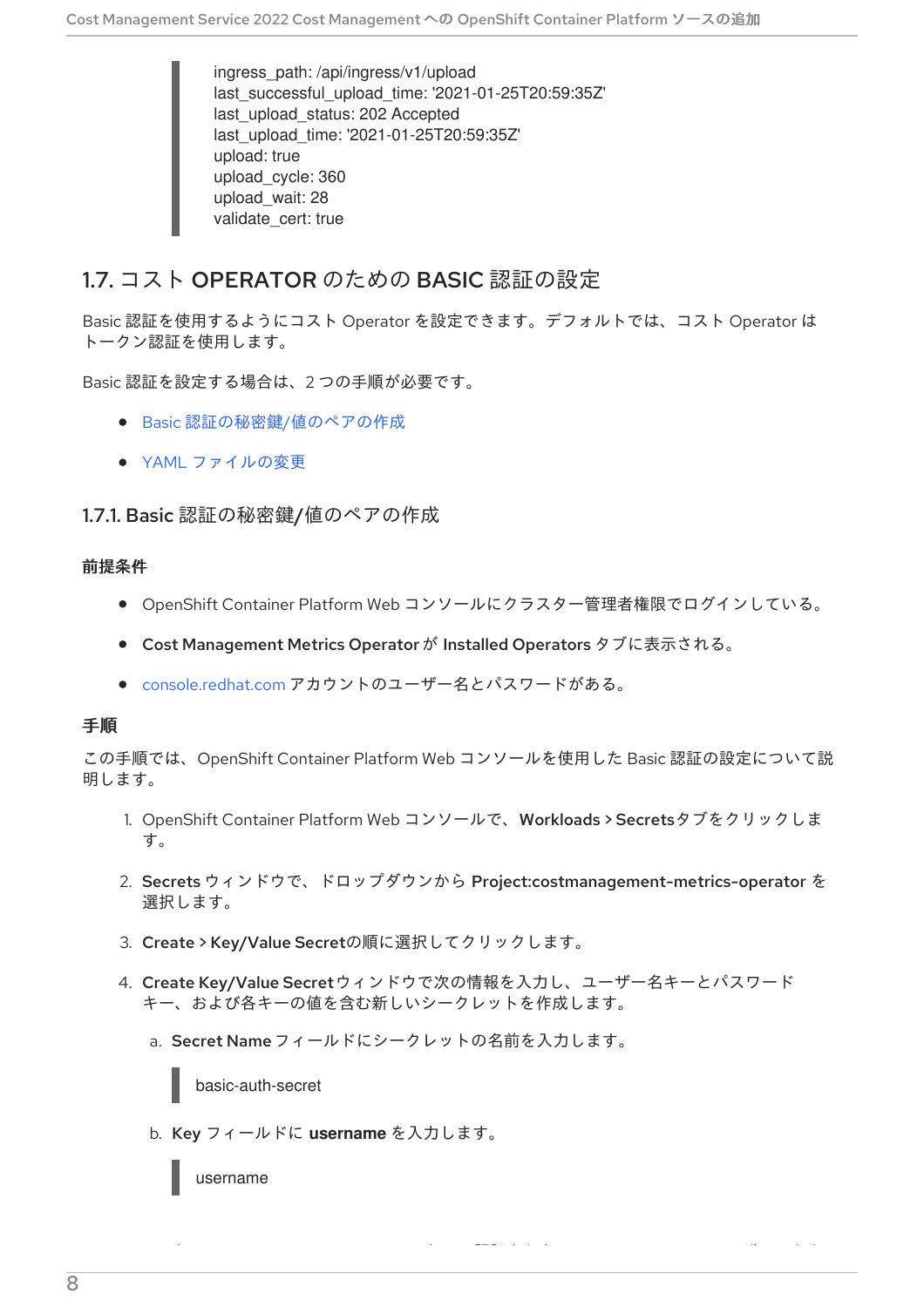```
ingress_path: /api/ingress/v1/upload
last_successful_upload_time: '2021-01-25T20:59:35Z'
last_upload_status: 202 Accepted
last_upload_time: '2021-01-25T20:59:35Z'
upload: true
upload_cycle: 360
upload_wait: 28
validate_cert: true
```

## 1.7. コスト OPERATOR のための BASIC 認証の設定

Basic 認証を使用するようにコスト Operator を設定できます。デフォルトでは、コスト Operator はトークン認証を使用します。

Basic 認証を設定する場合は、2 つの手順が必要です。

- Basic 認証の秘密鍵/値のペアの作成
- YAML ファイルの変更

### 1.7.1. Basic 認証の秘密鍵/値のペアの作成

#### 前提条件

- OpenShift Container Platform Web コンソールにクラスター管理者権限でログインしている。
- **Cost Management Metrics Operator** が **Installed Operators** タブに表示される。
- console.redhat.com アカウントのユーザー名とパスワードがある。

#### 手順

この手順では、OpenShift Container Platform Web コンソールを使用した Basic 認証の設定について説明します。

1. OpenShift Container Platform Web コンソールで、**Workloads** > **Secrets**タブをクリックします。
2. **Secrets** ウィンドウで、ドロップダウンから **Project:costmanagement-metrics-operator** を選択します。
3. **Create** > **Key/Value Secret**の順に選択してクリックします。
4. **Create Key/Value Secret**ウィンドウで次の情報を入力し、ユーザー名キーとパスワードキー、および各キーの値を含む新しいシークレットを作成します。
   a. **Secret Name** フィールドにシークレットの名前を入力します。

      ```
      basic-auth-secret
      ```

   b. **Key** フィールドに **username** を入力します。

      ```
      username
      ```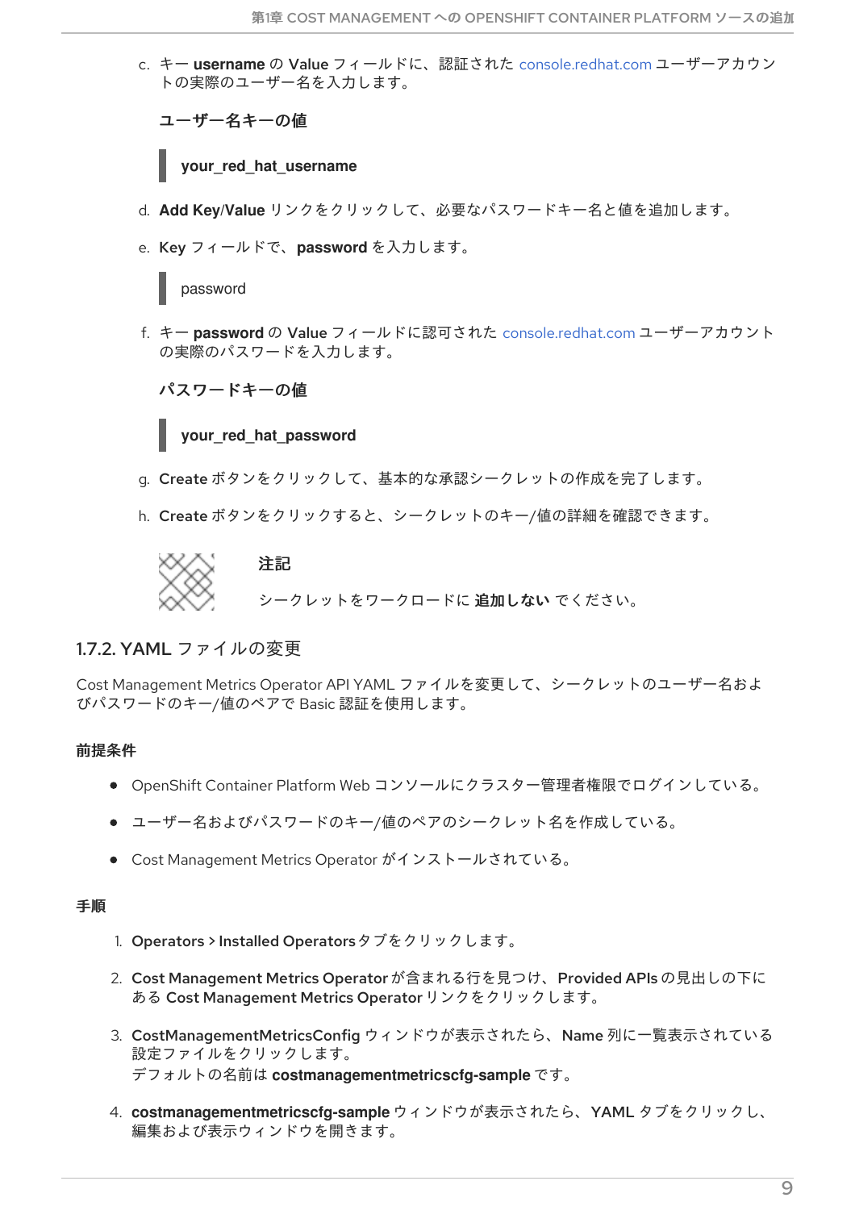c. キー **username** の Value フィールドに、認証された console.redhat.com ユーザーアカウントの実際のユーザー名を入力します。

**ユーザー名キーの値**

> **your_red_hat_username**

d. **Add Key/Value** リンクをクリックして、必要なパスワードキー名と値を追加します。

e. **Key** フィールドで、**password** を入力します。

> password

f. キー **password** の Value フィールドに認可された console.redhat.com ユーザーアカウントの実際のパスワードを入力します。

**パスワードキーの値**

> **your_red_hat_password**

g. **Create** ボタンをクリックして、基本的な承認シークレットの作成を完了します。

h. **Create** ボタンをクリックすると、シークレットのキー/値の詳細を確認できます。

**注記**

シークレットをワークロードに **追加しない** でください。

### 1.7.2. YAML ファイルの変更

Cost Management Metrics Operator API YAML ファイルを変更して、シークレットのユーザー名およびパスワードのキー/値のペアで Basic 認証を使用します。

**前提条件**

- OpenShift Container Platform Web コンソールにクラスター管理者権限でログインしている。
- ユーザー名およびパスワードのキー/値のペアのシークレット名を作成している。
- Cost Management Metrics Operator がインストールされている。

**手順**

1. **Operators > Installed Operators** タブをクリックします。
2. **Cost Management Metrics Operator** が含まれる行を見つけ、**Provided APIs** の見出しの下にある **Cost Management Metrics Operator** リンクをクリックします。
3. **CostManagementMetricsConfig** ウィンドウが表示されたら、**Name** 列に一覧表示されている設定ファイルをクリックします。
   デフォルトの名前は **costmanagementmetricscfg-sample** です。
4. **costmanagementmetricscfg-sample** ウィンドウが表示されたら、**YAML** タブをクリックし、編集および表示ウィンドウを開きます。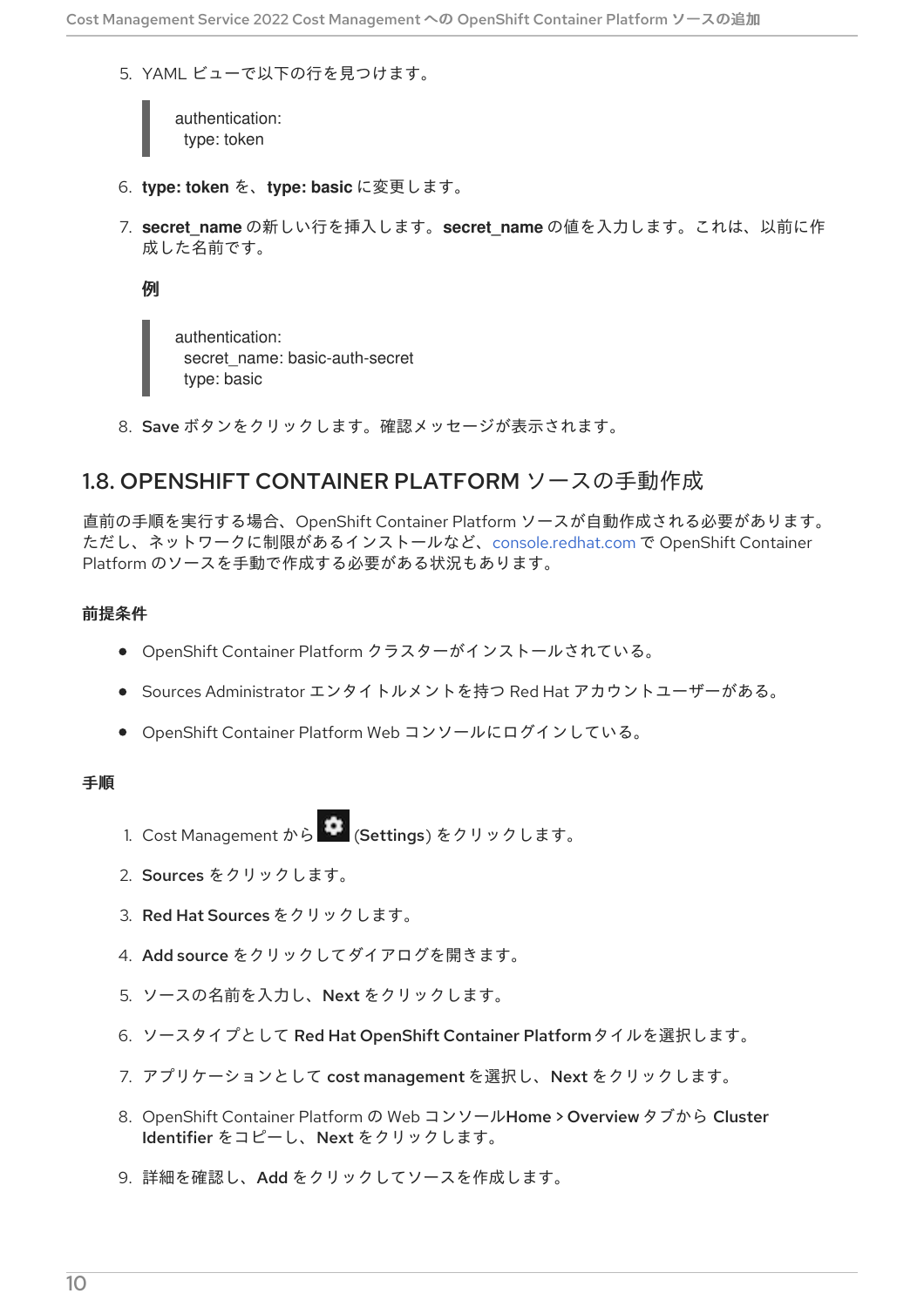5. YAML ビューで以下の行を見つけます。

```
authentication:
  type: token
```

6. **type: token** を、**type: basic** に変更します。

7. **secret_name** の新しい行を挿入します。**secret_name** の値を入力します。これは、以前に作成した名前です。

**例**

```
authentication:
  secret_name: basic-auth-secret
  type: basic
```

8. **Save** ボタンをクリックします。確認メッセージが表示されます。

## 1.8. OPENSHIFT CONTAINER PLATFORM ソースの手動作成

直前の手順を実行する場合、OpenShift Container Platform ソースが自動作成される必要があります。ただし、ネットワークに制限があるインストールなど、console.redhat.com で OpenShift Container Platform のソースを手動で作成する必要がある状況もあります。

**前提条件**

- OpenShift Container Platform クラスターがインストールされている。
- Sources Administrator エンタイトルメントを持つ Red Hat アカウントユーザーがある。
- OpenShift Container Platform Web コンソールにログインしている。

**手順**

1. Cost Management から (**Settings**) をクリックします。
2. **Sources** をクリックします。
3. **Red Hat Sources** をクリックします。
4. **Add source** をクリックしてダイアログを開きます。
5. ソースの名前を入力し、**Next** をクリックします。
6. ソースタイプとして **Red Hat OpenShift Container Platform** タイルを選択します。
7. アプリケーションとして **cost management** を選択し、**Next** をクリックします。
8. OpenShift Container Platform の Web コンソール **Home** > **Overview** タブから **Cluster Identifier** をコピーし、**Next** をクリックします。
9. 詳細を確認し、**Add** をクリックしてソースを作成します。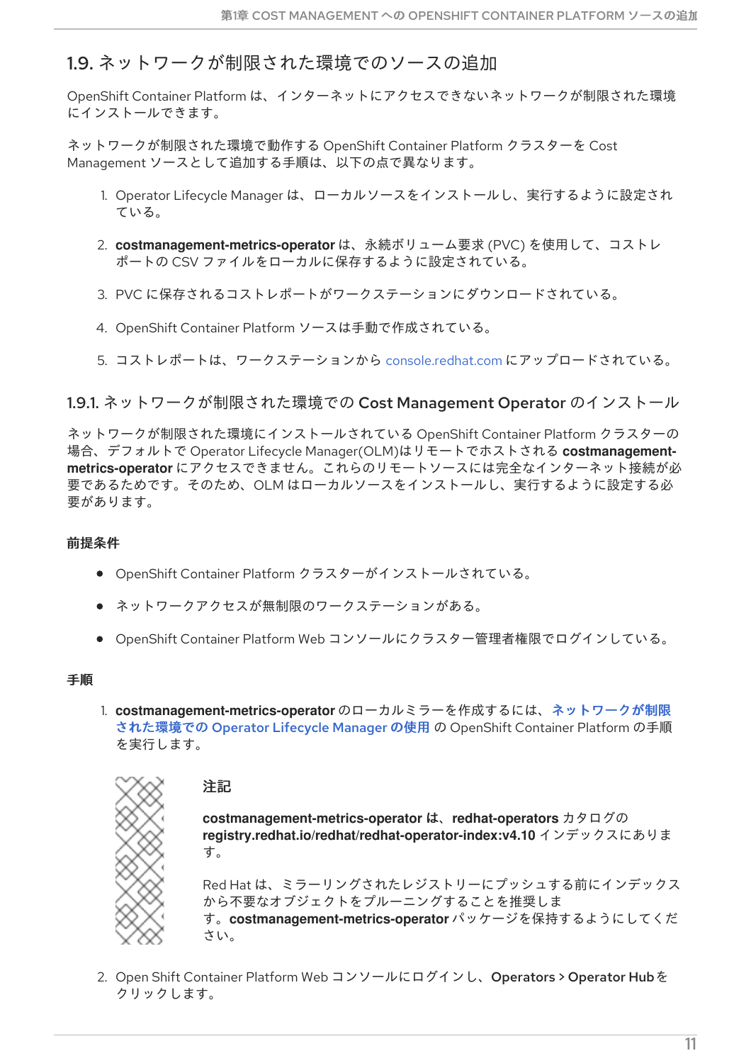## 1.9. ネットワークが制限された環境でのソースの追加

OpenShift Container Platform は、インターネットにアクセスできないネットワークが制限された環境にインストールできます。

ネットワークが制限された環境で動作する OpenShift Container Platform クラスターを Cost Management ソースとして追加する手順は、以下の点で異なります。

1. Operator Lifecycle Manager は、ローカルソースをインストールし、実行するように設定されている。
2. **costmanagement-metrics-operator** は、永続ボリューム要求 (PVC) を使用して、コストレポートの CSV ファイルをローカルに保存するように設定されている。
3. PVC に保存されるコストレポートがワークステーションにダウンロードされている。
4. OpenShift Container Platform ソースは手動で作成されている。
5. コストレポートは、ワークステーションから console.redhat.com にアップロードされている。

### 1.9.1. ネットワークが制限された環境での Cost Management Operator のインストール

ネットワークが制限された環境にインストールされている OpenShift Container Platform クラスターの場合、デフォルトで Operator Lifecycle Manager(OLM)はリモートでホストされる **costmanagement-metrics-operator** にアクセスできません。これらのリモートソースには完全なインターネット接続が必要であるためです。そのため、OLM はローカルソースをインストールし、実行するように設定する必要があります。

#### 前提条件

- OpenShift Container Platform クラスターがインストールされている。
- ネットワークアクセスが無制限のワークステーションがある。
- OpenShift Container Platform Web コンソールにクラスター管理者権限でログインしている。

#### 手順

1. **costmanagement-metrics-operator** のローカルミラーを作成するには、**ネットワークが制限された環境での Operator Lifecycle Manager の使用** の OpenShift Container Platform の手順を実行します。

   > **注記**
   >
   > **costmanagement-metrics-operator は**、**redhat-operators** カタログの **registry.redhat.io/redhat/redhat-operator-index:v4.10** インデックスにあります。
   >
   > Red Hat は、ミラーリングされたレジストリーにプッシュする前にインデックスから不要なオブジェクトをプルーニングすることを推奨します。**costmanagement-metrics-operator** パッケージを保持するようにしてください。

2. Open Shift Container Platform Web コンソールにログインし、**Operators** > **Operator Hub** をクリックします。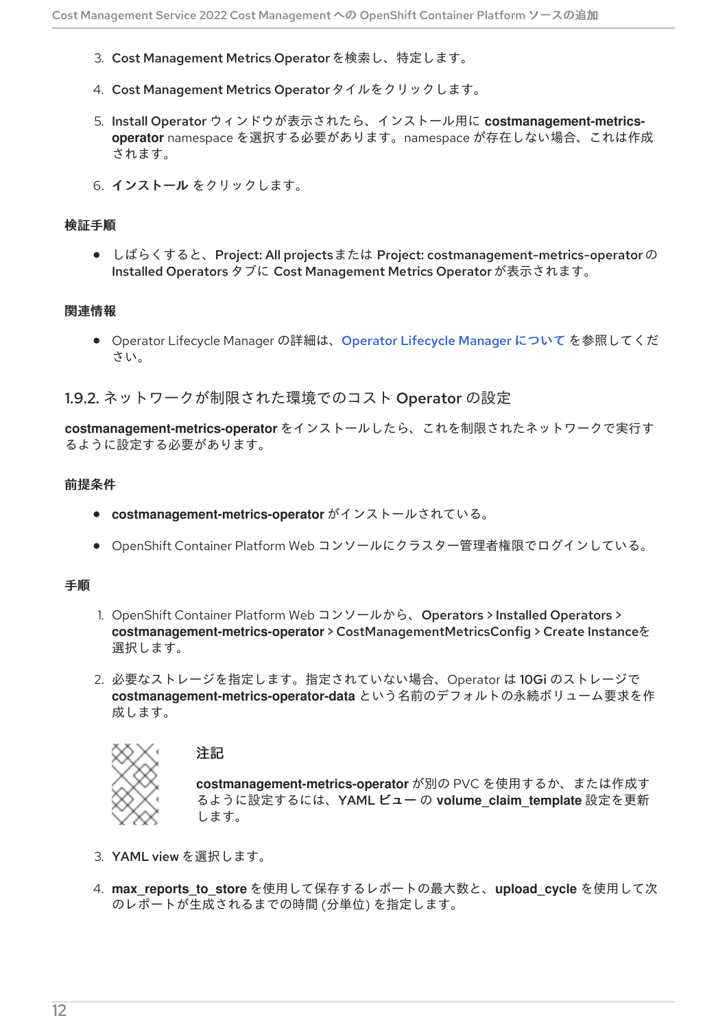3. Cost Management Metrics Operator を検索し、特定します。

4. Cost Management Metrics Operator タイルをクリックします。

5. Install Operator ウィンドウが表示されたら、インストール用に **costmanagement-metrics-operator** namespace を選択する必要があります。namespace が存在しない場合、これは作成されます。

6. **インストール** をクリックします。

#### 検証手順

- しばらくすると、**Project: All projects** または **Project: costmanagement-metrics-operator** の **Installed Operators** タブに Cost Management Metrics Operator が表示されます。

#### 関連情報

- Operator Lifecycle Manager の詳細は、Operator Lifecycle Manager について を参照してください。

### 1.9.2. ネットワークが制限された環境でのコスト Operator の設定

**costmanagement-metrics-operator** をインストールしたら、これを制限されたネットワークで実行するように設定する必要があります。

#### 前提条件

- **costmanagement-metrics-operator** がインストールされている。

- OpenShift Container Platform Web コンソールにクラスター管理者権限でログインしている。

#### 手順

1. OpenShift Container Platform Web コンソールから、**Operators** > **Installed Operators** > **costmanagement-metrics-operator** > **CostManagementMetricsConfig** > **Create Instance**を選択します。

2. 必要なストレージを指定します。指定されていない場合、Operator は 10Gi のストレージで **costmanagement-metrics-operator-data** という名前のデフォルトの永続ボリューム要求を作成します。

   > **注記**
   >
   > **costmanagement-metrics-operator** が別の PVC を使用するか、または作成するように設定するには、**YAML ビュー** の **volume_claim_template** 設定を更新します。

3. **YAML view** を選択します。

4. **max_reports_to_store** を使用して保存するレポートの最大数と、**upload_cycle** を使用して次のレポートが生成されるまでの時間 (分単位) を指定します。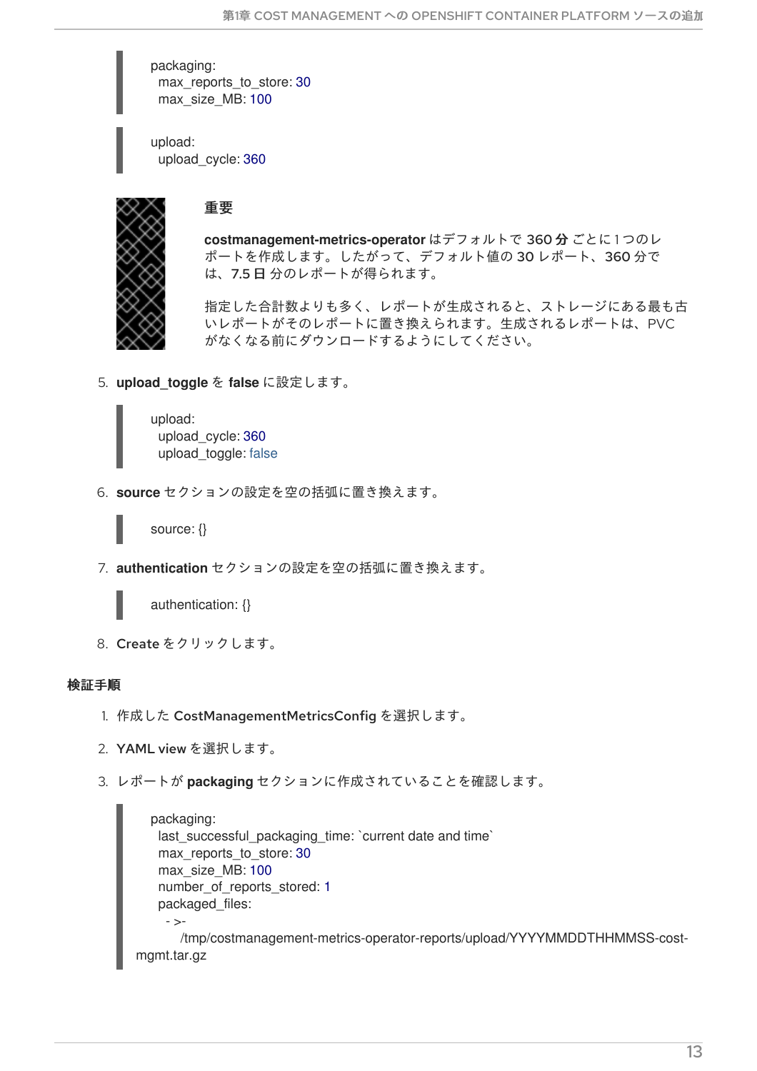```
packaging:
  max_reports_to_store: 30
  max_size_MB: 100
```

```
upload:
  upload_cycle: 360
```

> **重要**
>
> **costmanagement-metrics-operator** はデフォルトで 360 分 ごとに1つのレポートを作成します。したがって、デフォルト値の 30 レポート、360 分では、7.5 日 分のレポートが得られます。
>
> 指定した合計数よりも多く、レポートが生成されると、ストレージにある最も古いレポートがそのレポートに置き換えられます。生成されるレポートは、PVC がなくなる前にダウンロードするようにしてください。

5. **upload_toggle** を **false** に設定します。

```
upload:
  upload_cycle: 360
  upload_toggle: false
```

6. **source** セクションの設定を空の括弧に置き換えます。

```
source: {}
```

7. **authentication** セクションの設定を空の括弧に置き換えます。

```
authentication: {}
```

8. **Create** をクリックします。

**検証手順**

1. 作成した **CostManagementMetricsConfig** を選択します。
2. **YAML view** を選択します。
3. レポートが **packaging** セクションに作成されていることを確認します。

```
packaging:
  last_successful_packaging_time: `current date and time`
  max_reports_to_store: 30
  max_size_MB: 100
  number_of_reports_stored: 1
  packaged_files:
    - >-
      /tmp/costmanagement-metrics-operator-reports/upload/YYYYMMDDTHHMMSS-cost-mgmt.tar.gz
```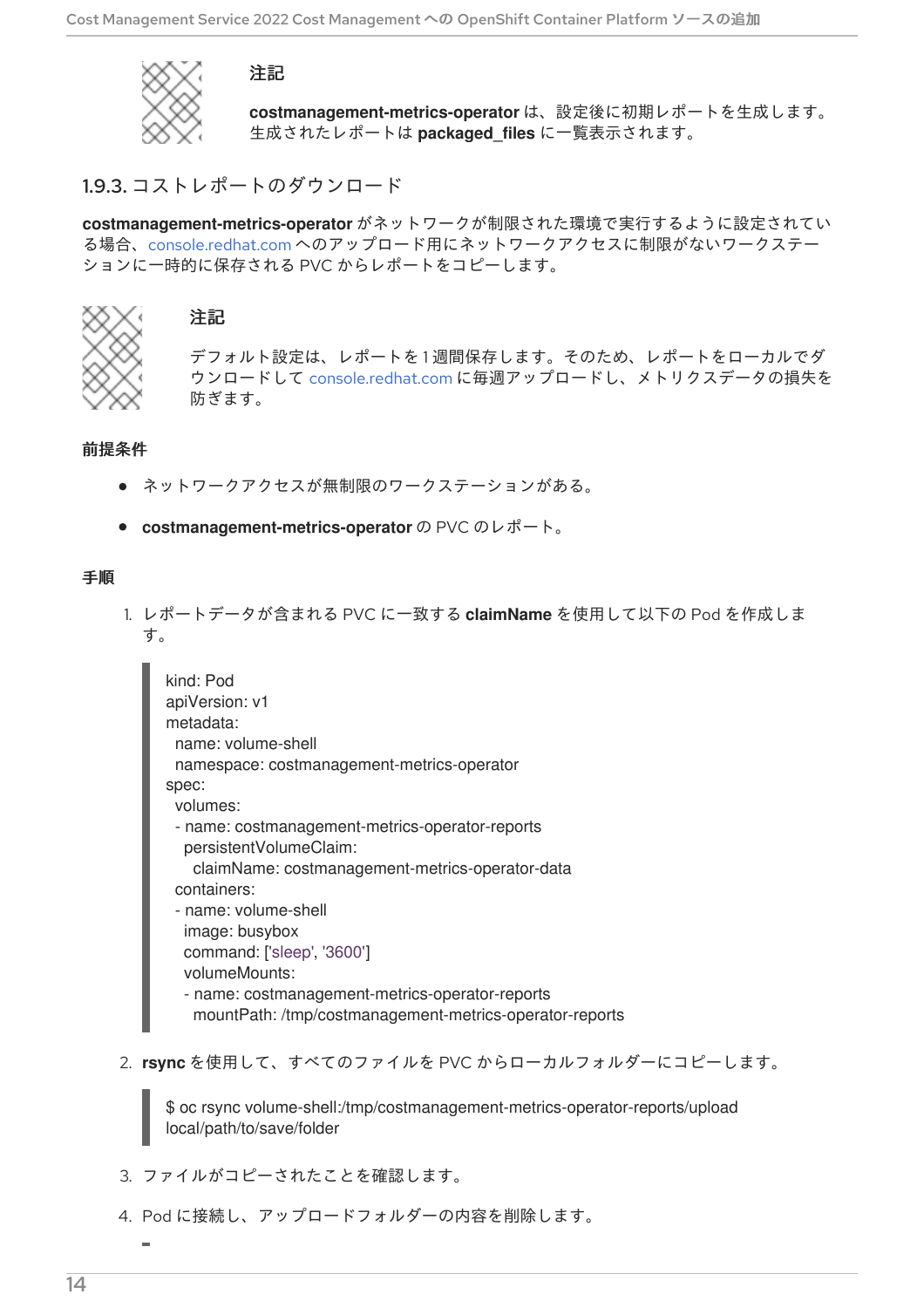> **注記**
>
> **costmanagement-metrics-operator** は、設定後に初期レポートを生成します。生成されたレポートは **packaged_files** に一覧表示されます。

### 1.9.3. コストレポートのダウンロード

**costmanagement-metrics-operator** がネットワークが制限された環境で実行するように設定されている場合、console.redhat.com へのアップロード用にネットワークアクセスに制限がないワークステーションに一時的に保存される PVC からレポートをコピーします。

> **注記**
>
> デフォルト設定は、レポートを 1 週間保存します。そのため、レポートをローカルでダウンロードして console.redhat.com に毎週アップロードし、メトリクスデータの損失を防ぎます。

**前提条件**

- ネットワークアクセスが無制限のワークステーションがある。
- **costmanagement-metrics-operator** の PVC のレポート。

**手順**

1. レポートデータが含まれる PVC に一致する **claimName** を使用して以下の Pod を作成します。

```
kind: Pod
apiVersion: v1
metadata:
  name: volume-shell
  namespace: costmanagement-metrics-operator
spec:
  volumes:
  - name: costmanagement-metrics-operator-reports
    persistentVolumeClaim:
      claimName: costmanagement-metrics-operator-data
  containers:
  - name: volume-shell
    image: busybox
    command: ['sleep', '3600']
    volumeMounts:
    - name: costmanagement-metrics-operator-reports
      mountPath: /tmp/costmanagement-metrics-operator-reports
```

2. **rsync** を使用して、すべてのファイルを PVC からローカルフォルダーにコピーします。

```
$ oc rsync volume-shell:/tmp/costmanagement-metrics-operator-reports/upload
local/path/to/save/folder
```

3. ファイルがコピーされたことを確認します。
4. Pod に接続し、アップロードフォルダーの内容を削除します。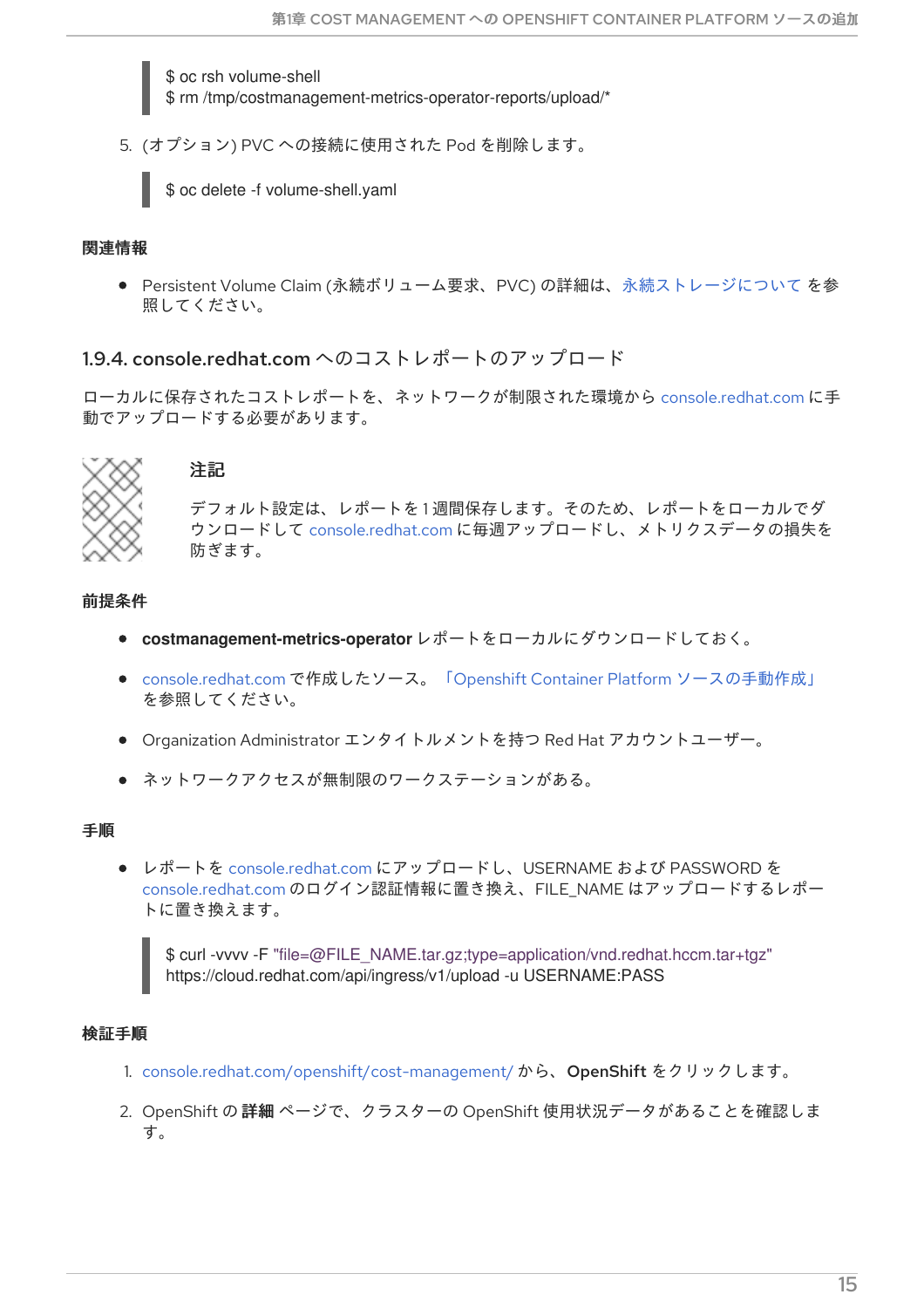```
$ oc rsh volume-shell
$ rm /tmp/costmanagement-metrics-operator-reports/upload/*
```

5. (オプション) PVC への接続に使用された Pod を削除します。

```
$ oc delete -f volume-shell.yaml
```

**関連情報**

- Persistent Volume Claim (永続ボリューム要求、PVC) の詳細は、永続ストレージについて を参照してください。

### 1.9.4. console.redhat.com へのコストレポートのアップロード

ローカルに保存されたコストレポートを、ネットワークが制限された環境から console.redhat.com に手動でアップロードする必要があります。

> **注記**
>
> デフォルト設定は、レポートを 1 週間保存します。そのため、レポートをローカルでダウンロードして console.redhat.com に毎週アップロードし、メトリクスデータの損失を防ぎます。

**前提条件**

- **costmanagement-metrics-operator** レポートをローカルにダウンロードしておく。
- console.redhat.com で作成したソース。「Openshift Container Platform ソースの手動作成」を参照してください。
- Organization Administrator エンタイトルメントを持つ Red Hat アカウントユーザー。
- ネットワークアクセスが無制限のワークステーションがある。

**手順**

- レポートを console.redhat.com にアップロードし、USERNAME および PASSWORD を console.redhat.com のログイン認証情報に置き換え、FILE_NAME はアップロードするレポートに置き換えます。

```
$ curl -vvvv -F "file=@FILE_NAME.tar.gz;type=application/vnd.redhat.hccm.tar+tgz"
https://cloud.redhat.com/api/ingress/v1/upload -u USERNAME:PASS
```

**検証手順**

1. console.redhat.com/openshift/cost-management/ から、**OpenShift** をクリックします。
2. OpenShift の **詳細** ページで、クラスターの OpenShift 使用状況データがあることを確認します。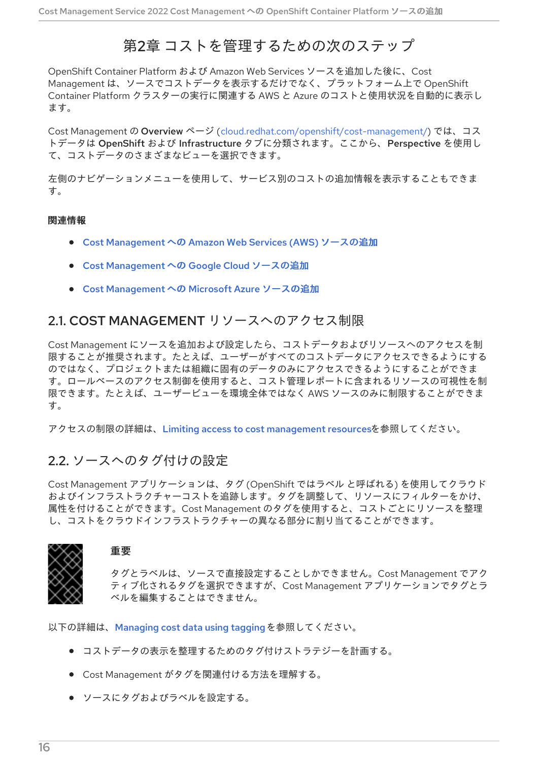# 第2章 コストを管理するための次のステップ

OpenShift Container Platform および Amazon Web Services ソースを追加した後に、Cost Management は、ソースでコストデータを表示するだけでなく、プラットフォーム上で OpenShift Container Platform クラスターの実行に関連する AWS と Azure のコストと使用状況を自動的に表示します。

Cost Management の **Overview** ページ (cloud.redhat.com/openshift/cost-management/) では、コストデータは **OpenShift** および **Infrastructure** タブに分類されます。ここから、**Perspective** を使用して、コストデータのさまざまなビューを選択できます。

左側のナビゲーションメニューを使用して、サービス別のコストの追加情報を表示することもできます。

**関連情報**

- Cost Management への Amazon Web Services (AWS) ソースの追加
- Cost Management への Google Cloud ソースの追加
- Cost Management への Microsoft Azure ソースの追加

## 2.1. COST MANAGEMENT リソースへのアクセス制限

Cost Management にソースを追加および設定したら、コストデータおよびリソースへのアクセスを制限することが推奨されます。たとえば、ユーザーがすべてのコストデータにアクセスできるようにするのではなく、プロジェクトまたは組織に固有のデータのみにアクセスできるようにすることができます。ロールベースのアクセス制御を使用すると、コスト管理レポートに含まれるリソースの可視性を制限できます。たとえば、ユーザービューを環境全体ではなく AWS ソースのみに制限することができます。

アクセスの制限の詳細は、Limiting access to cost management resourcesを参照してください。

## 2.2. ソースへのタグ付けの設定

Cost Management アプリケーションは、タグ (OpenShift ではラベル と呼ばれる) を使用してクラウドおよびインフラストラクチャーコストを追跡します。タグを調整して、リソースにフィルターをかけ、属性を付けることができます。Cost Management のタグを使用すると、コストごとにリソースを整理し、コストをクラウドインフラストラクチャーの異なる部分に割り当てることができます。

> **重要**
>
> タグとラベルは、ソースで直接設定することしかできません。Cost Management でアクティブ化されるタグを選択できますが、Cost Management アプリケーションでタグとラベルを編集することはできません。

以下の詳細は、Managing cost data using tagging を参照してください。

- コストデータの表示を整理するためのタグ付けストラテジーを計画する。
- Cost Management がタグを関連付ける方法を理解する。
- ソースにタグおよびラベルを設定する。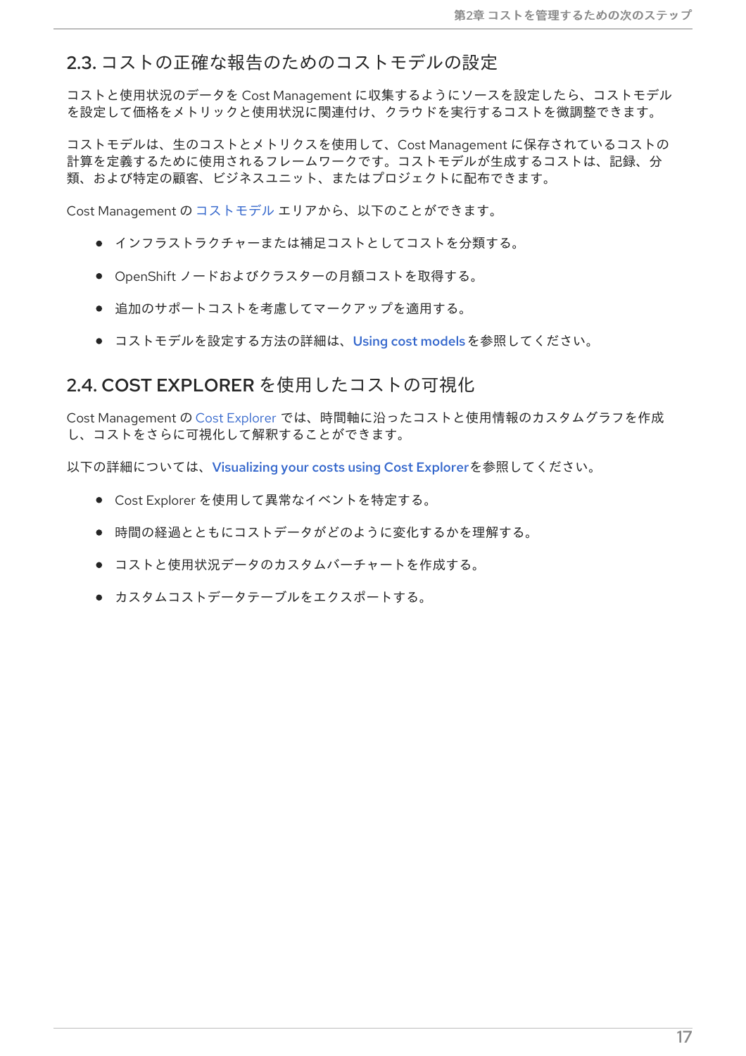## 2.3. コストの正確な報告のためのコストモデルの設定

コストと使用状況のデータを Cost Management に収集するようにソースを設定したら、コストモデルを設定して価格をメトリックと使用状況に関連付け、クラウドを実行するコストを微調整できます。

コストモデルは、生のコストとメトリクスを使用して、Cost Management に保存されているコストの計算を定義するために使用されるフレームワークです。コストモデルが生成するコストは、記録、分類、および特定の顧客、ビジネスユニット、またはプロジェクトに配布できます。

Cost Management の コストモデル エリアから、以下のことができます。

- インフラストラクチャーまたは補足コストとしてコストを分類する。
- OpenShift ノードおよびクラスターの月額コストを取得する。
- 追加のサポートコストを考慮してマークアップを適用する。
- コストモデルを設定する方法の詳細は、**Using cost models** を参照してください。

## 2.4. COST EXPLORER を使用したコストの可視化

Cost Management の Cost Explorer では、時間軸に沿ったコストと使用情報のカスタムグラフを作成し、コストをさらに可視化して解釈することができます。

以下の詳細については、**Visualizing your costs using Cost Explorer** を参照してください。

- Cost Explorer を使用して異常なイベントを特定する。
- 時間の経過とともにコストデータがどのように変化するかを理解する。
- コストと使用状況データのカスタムバーチャートを作成する。
- カスタムコストデータテーブルをエクスポートする。